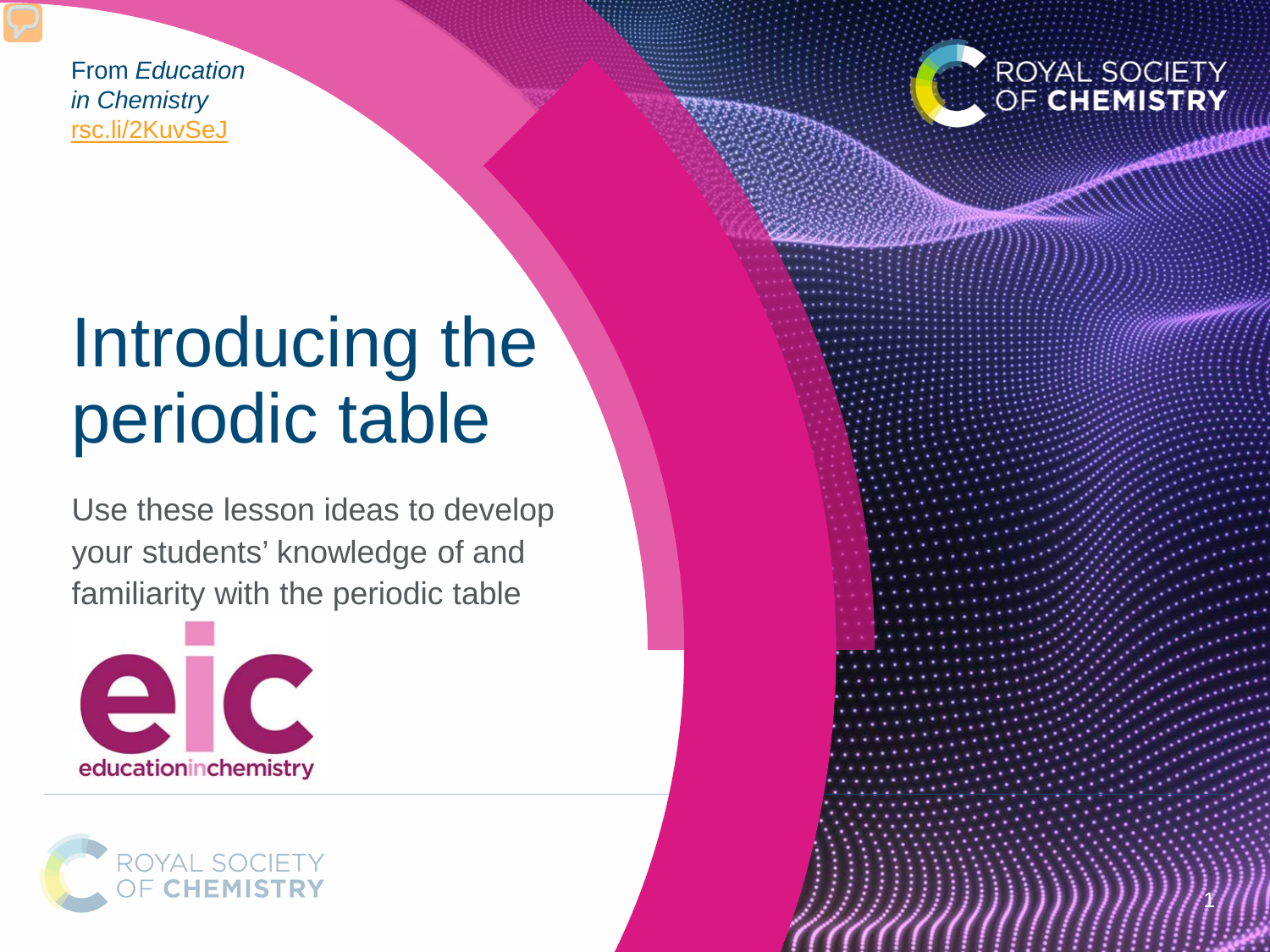From *Education in Chemistry*
rsc.li/2KuvSeJ

ROYAL SOCIETY OF CHEMISTRY

# Introducing the periodic table

Use these lesson ideas to develop your students’ knowledge of and familiarity with the periodic table

educationinchemistry

ROYAL SOCIETY OF CHEMISTRY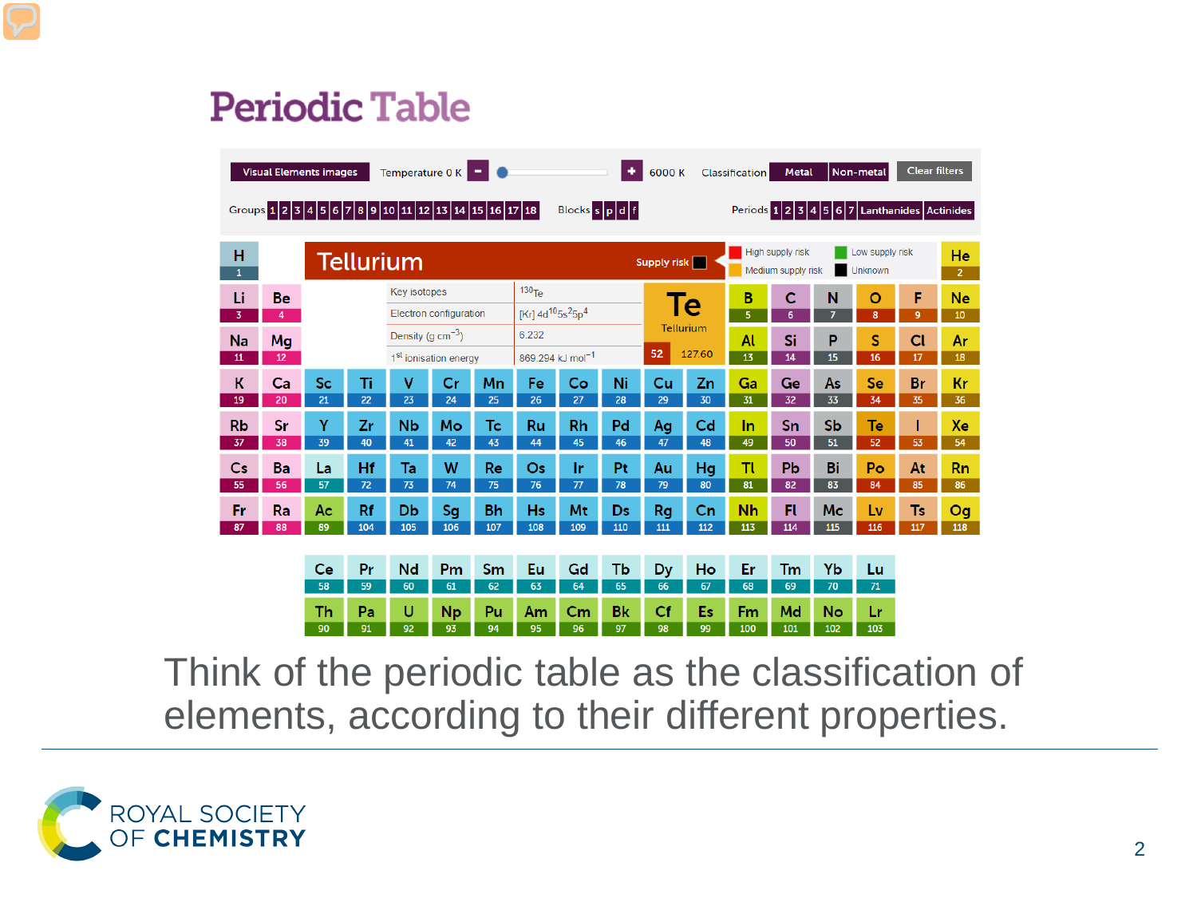# Periodic Table

Think of the periodic table as the classification of elements, according to their different properties.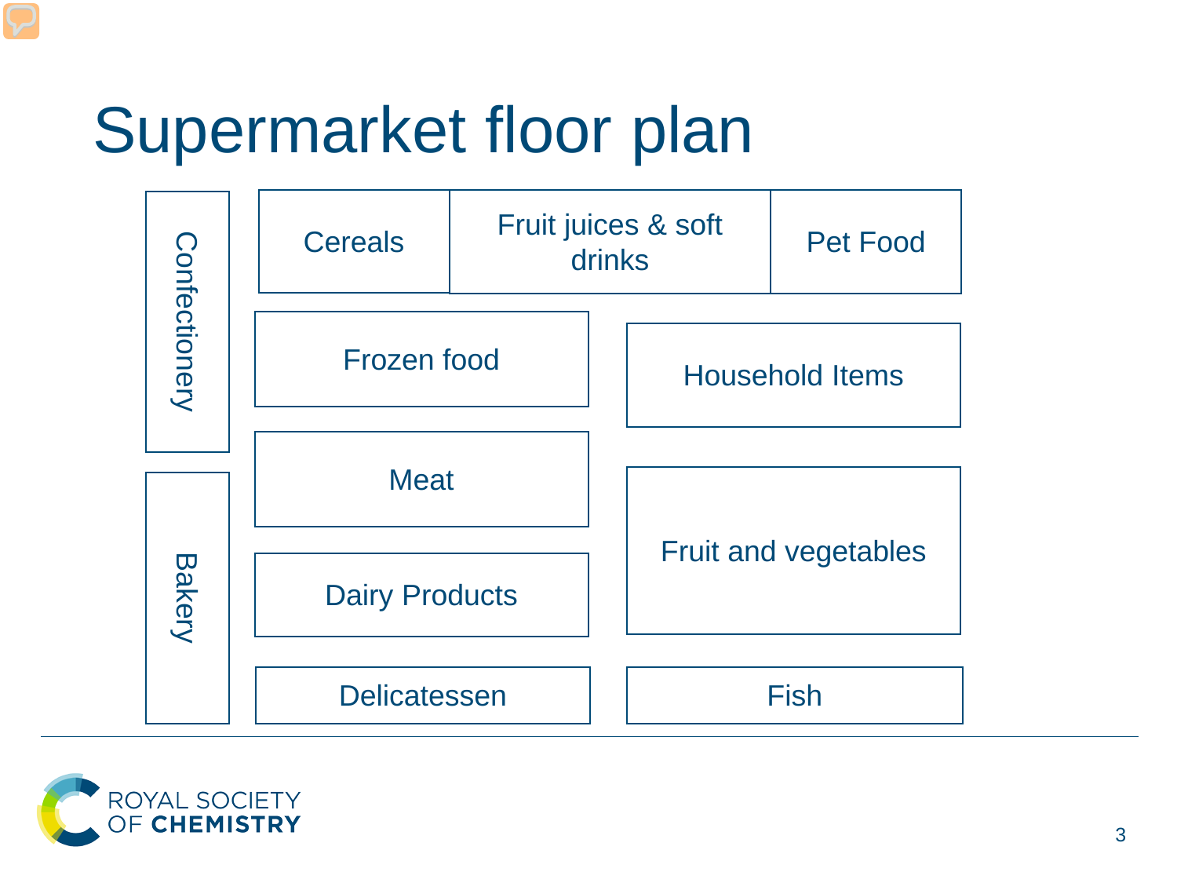# Supermarket floor plan

- Confectionery
- Cereals
- Fruit juices & soft drinks
- Pet Food
- Frozen food
- Household Items
- Meat
- Bakery
- Fruit and vegetables
- Dairy Products
- Delicatessen
- Fish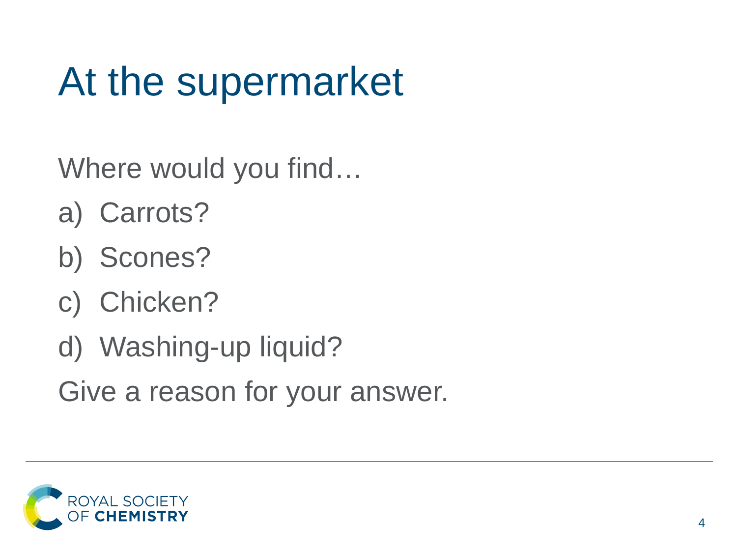# At the supermarket

Where would you find…

a) Carrots?
b) Scones?
c) Chicken?
d) Washing-up liquid?

Give a reason for your answer.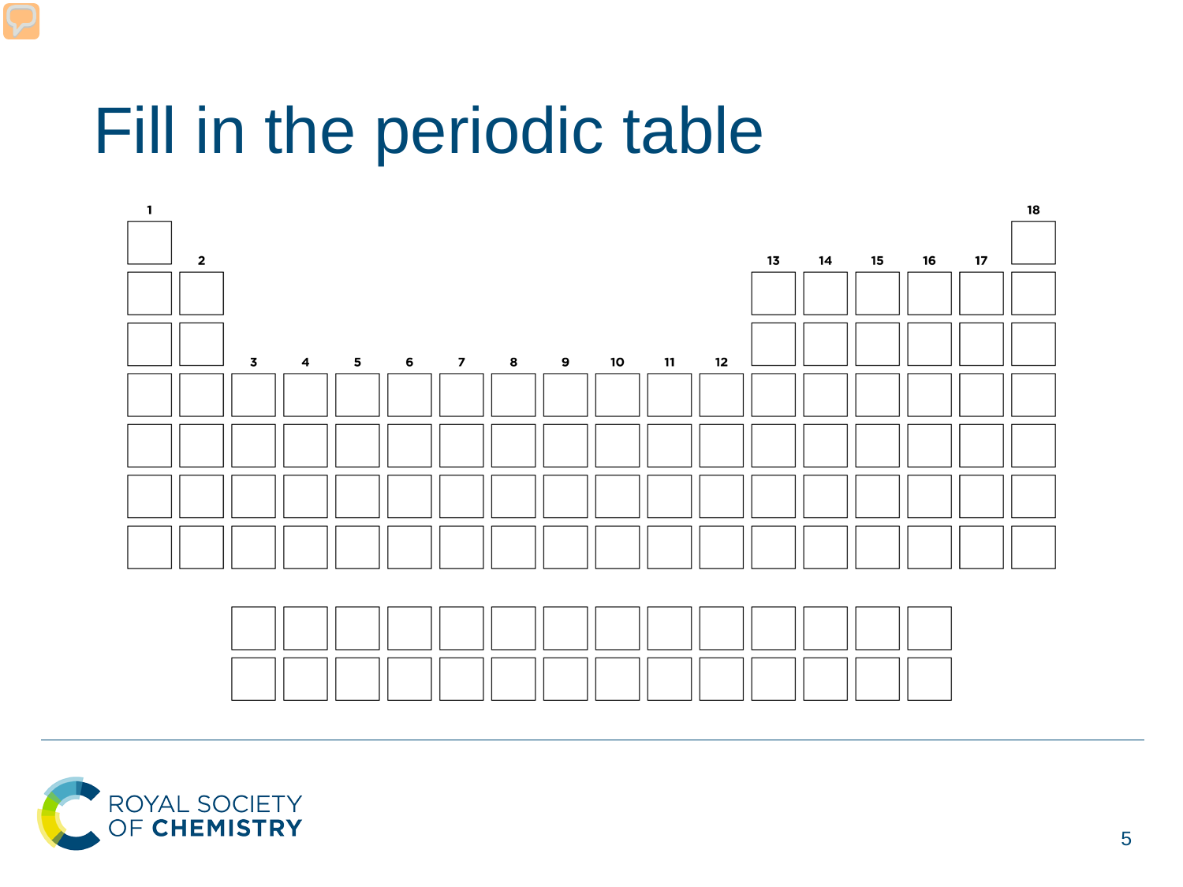# Fill in the periodic table

| 1 | 2 | 3 | 4 | 5 | 6 | 7 | 8 | 9 | 10 | 11 | 12 | 13 | 14 | 15 | 16 | 17 | 18 |
|---|---|---|---|---|---|---|---|---|---|---|---|---|---|---|---|---|---|
| | | | | | | | | | | | | | | | | | |
| | | | | | | | | | | | | | | | | | |
| | | | | | | | | | | | | | | | | | |
| | | | | | | | | | | | | | | | | | |
| | | | | | | | | | | | | | | | | | |
| | | | | | | | | | | | | | | | | | |
| | | | | | | | | | | | | | | | | | |

| | | | | | | | | | | | | | |
|---|---|---|---|---|---|---|---|---|---|---|---|---|---|
| | | | | | | | | | | | | | |
| | | | | | | | | | | | | | |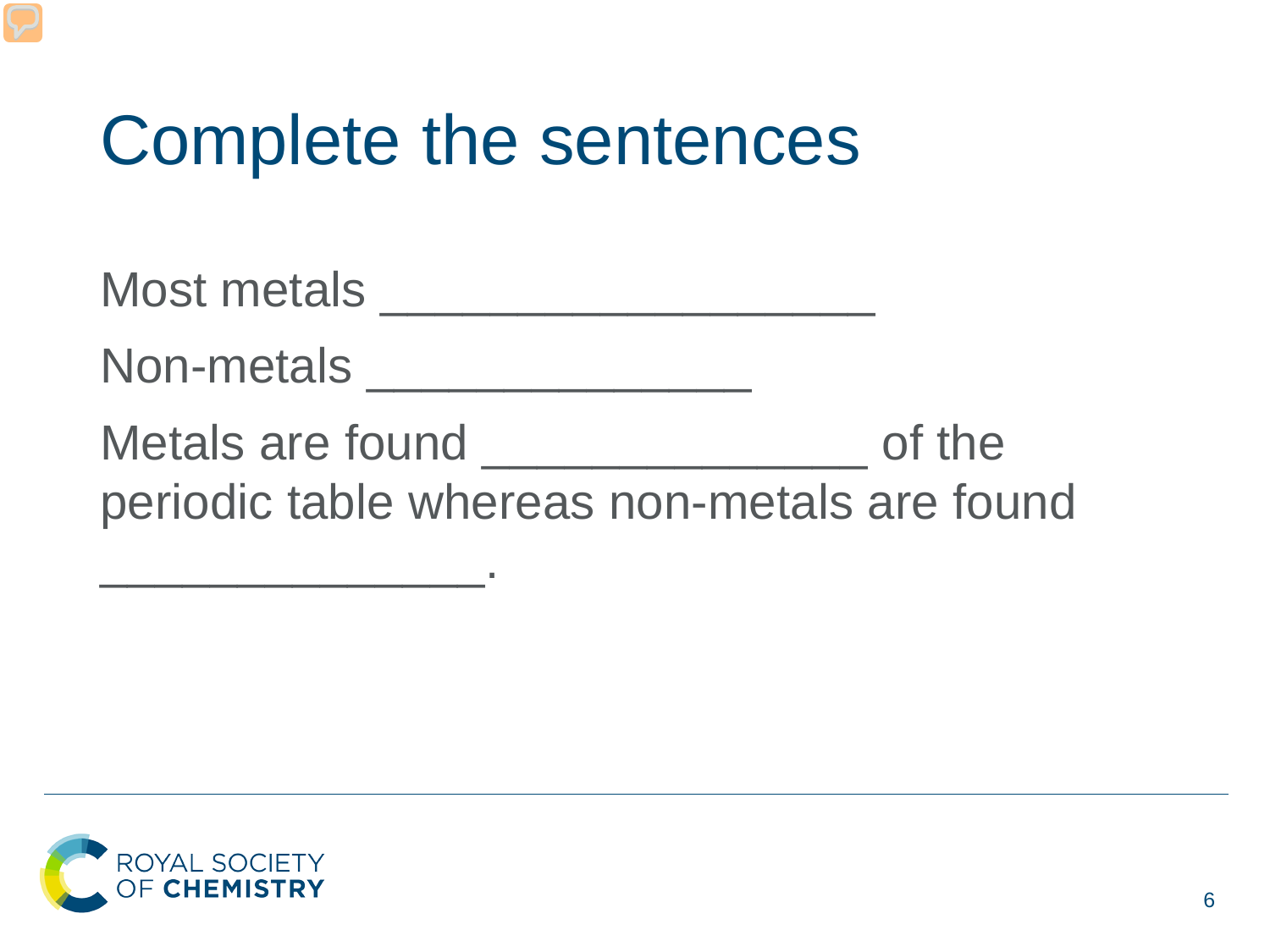# Complete the sentences

Most metals ___________________

Non-metals _______________

Metals are found _______________ of the periodic table whereas non-metals are found _______________.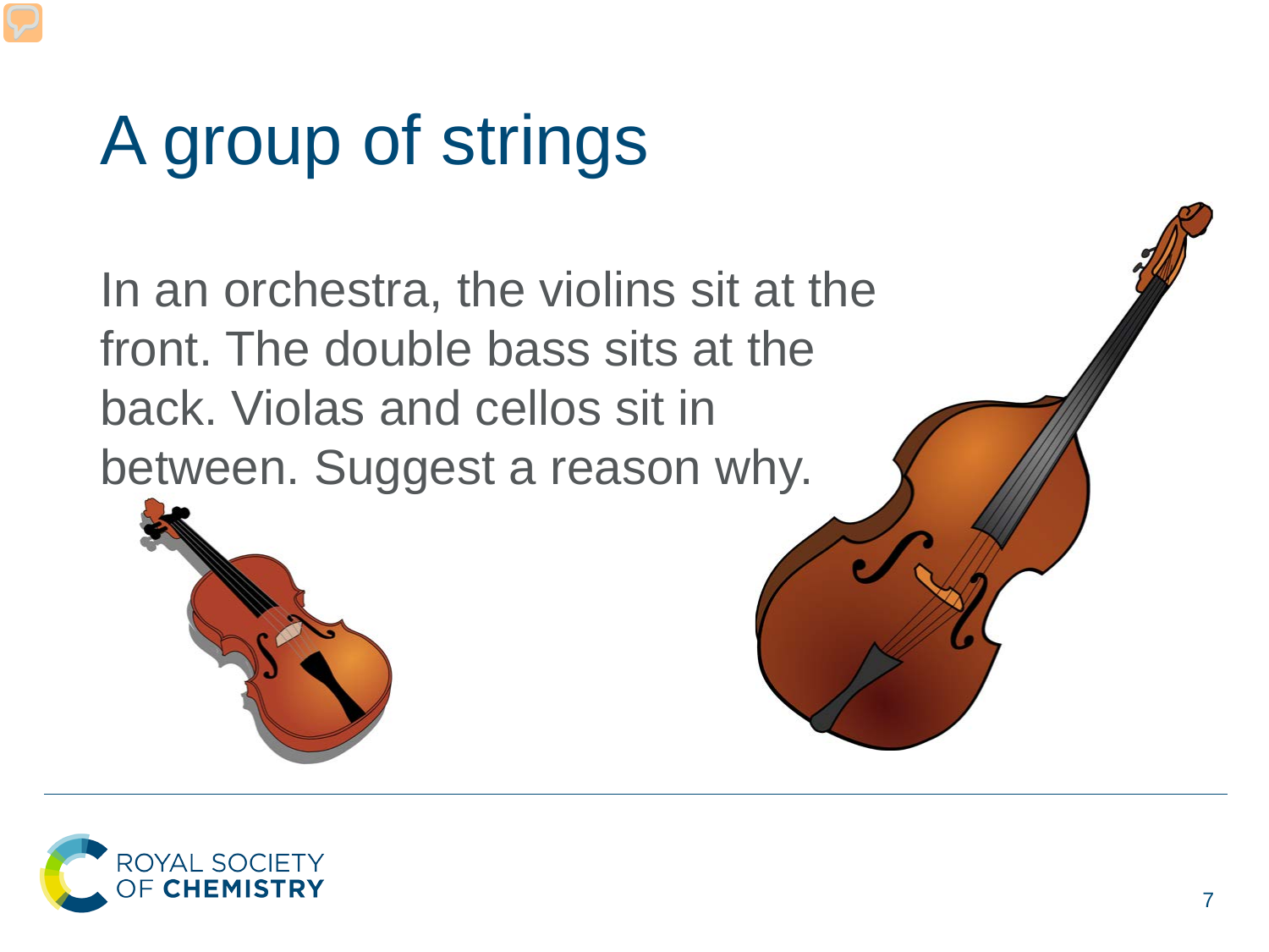# A group of strings

In an orchestra, the violins sit at the front. The double bass sits at the back. Violas and cellos sit in between. Suggest a reason why.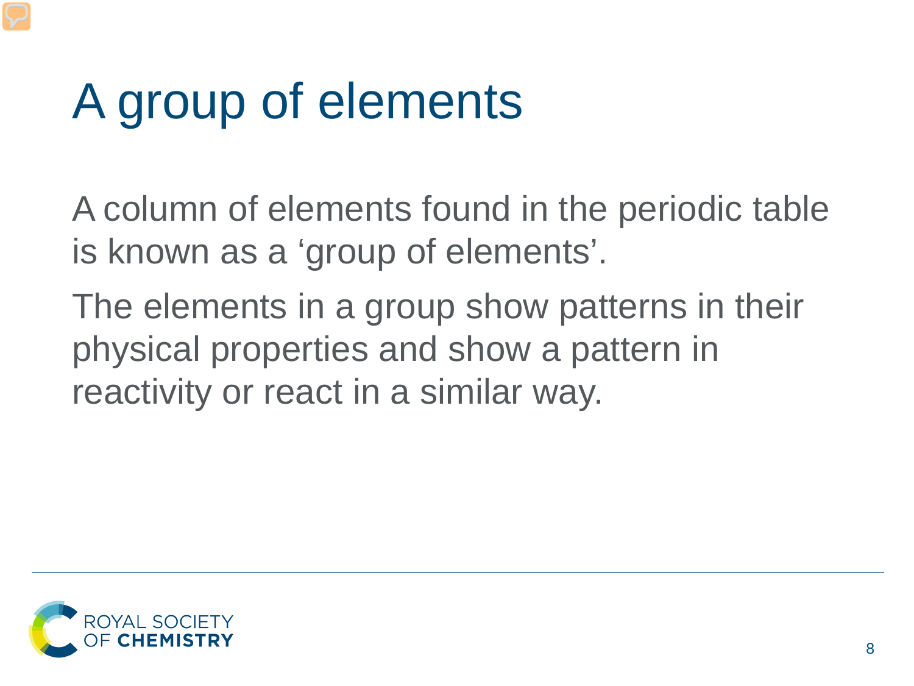# A group of elements

A column of elements found in the periodic table is known as a ‘group of elements’.

The elements in a group show patterns in their physical properties and show a pattern in reactivity or react in a similar way.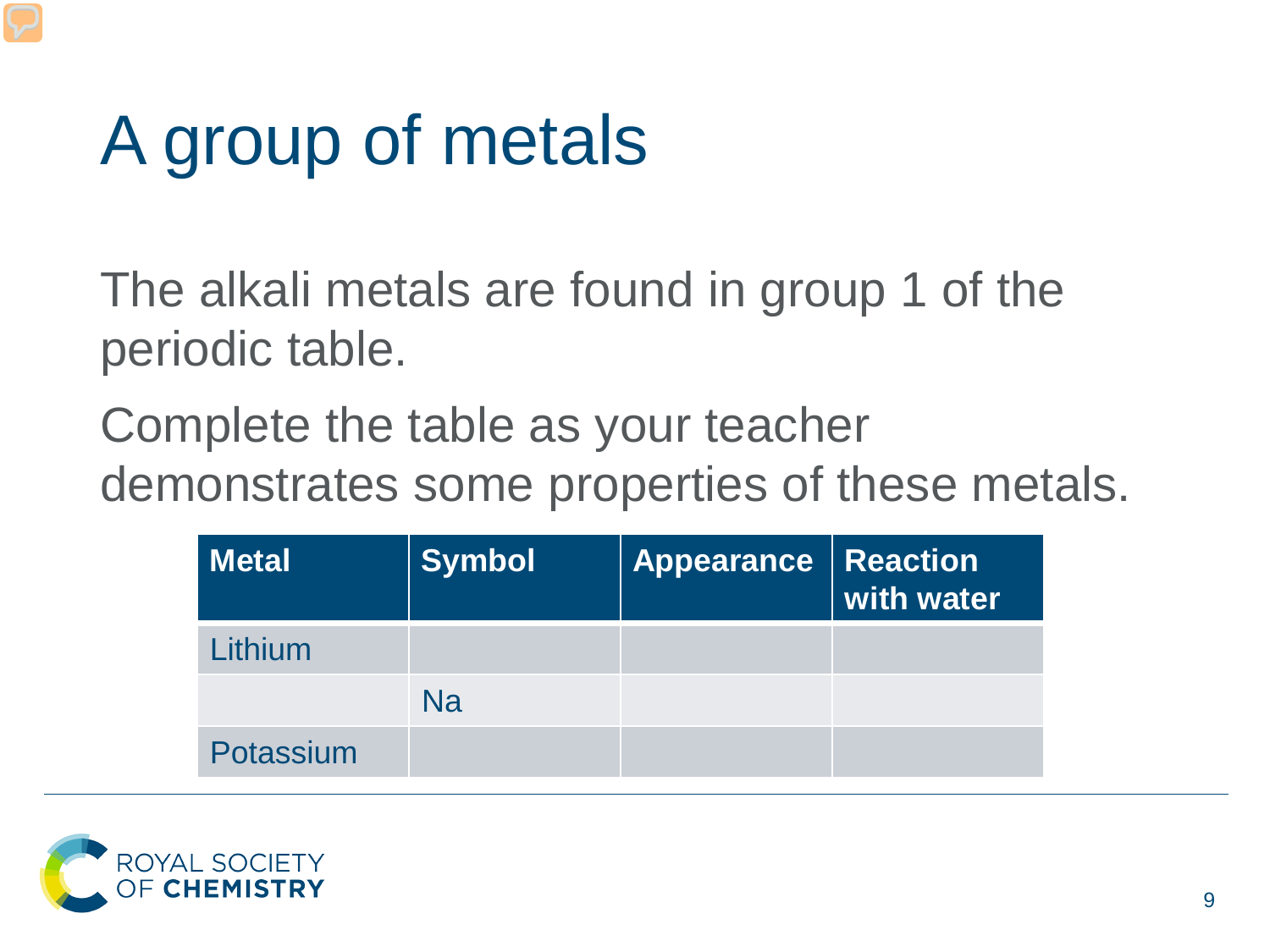# A group of metals

The alkali metals are found in group 1 of the periodic table.

Complete the table as your teacher demonstrates some properties of these metals.

| Metal | Symbol | Appearance | Reaction with water |
| --- | --- | --- | --- |
| Lithium | | | |
| | Na | | |
| Potassium | | | |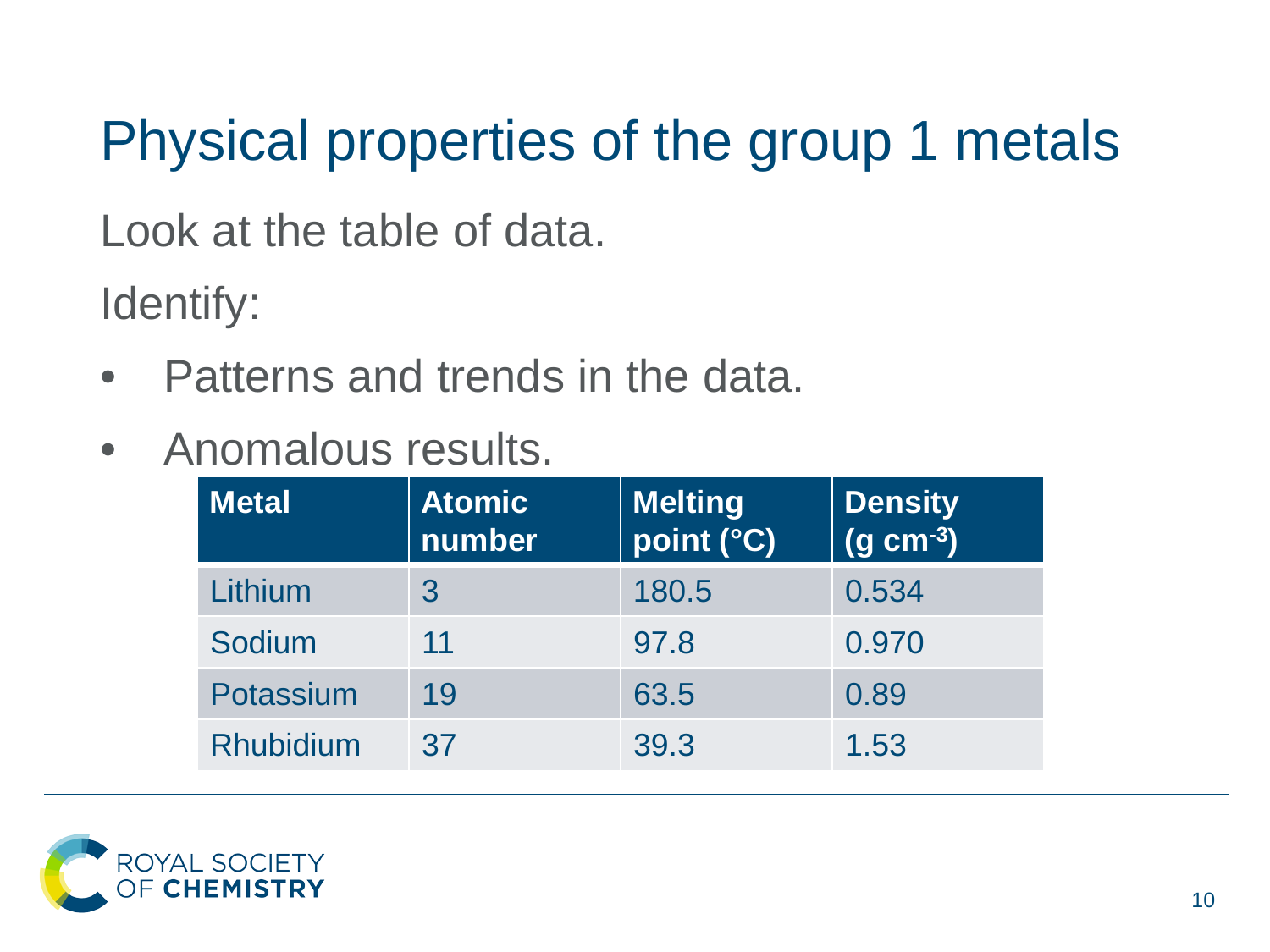# Physical properties of the group 1 metals

Look at the table of data.

Identify:

- Patterns and trends in the data.
- Anomalous results.

| Metal | Atomic number | Melting point (°C) | Density (g $cm^{-3}$) |
|---|---|---|---|
| Lithium | 3 | 180.5 | 0.534 |
| Sodium | 11 | 97.8 | 0.970 |
| Potassium | 19 | 63.5 | 0.89 |
| Rhubidium | 37 | 39.3 | 1.53 |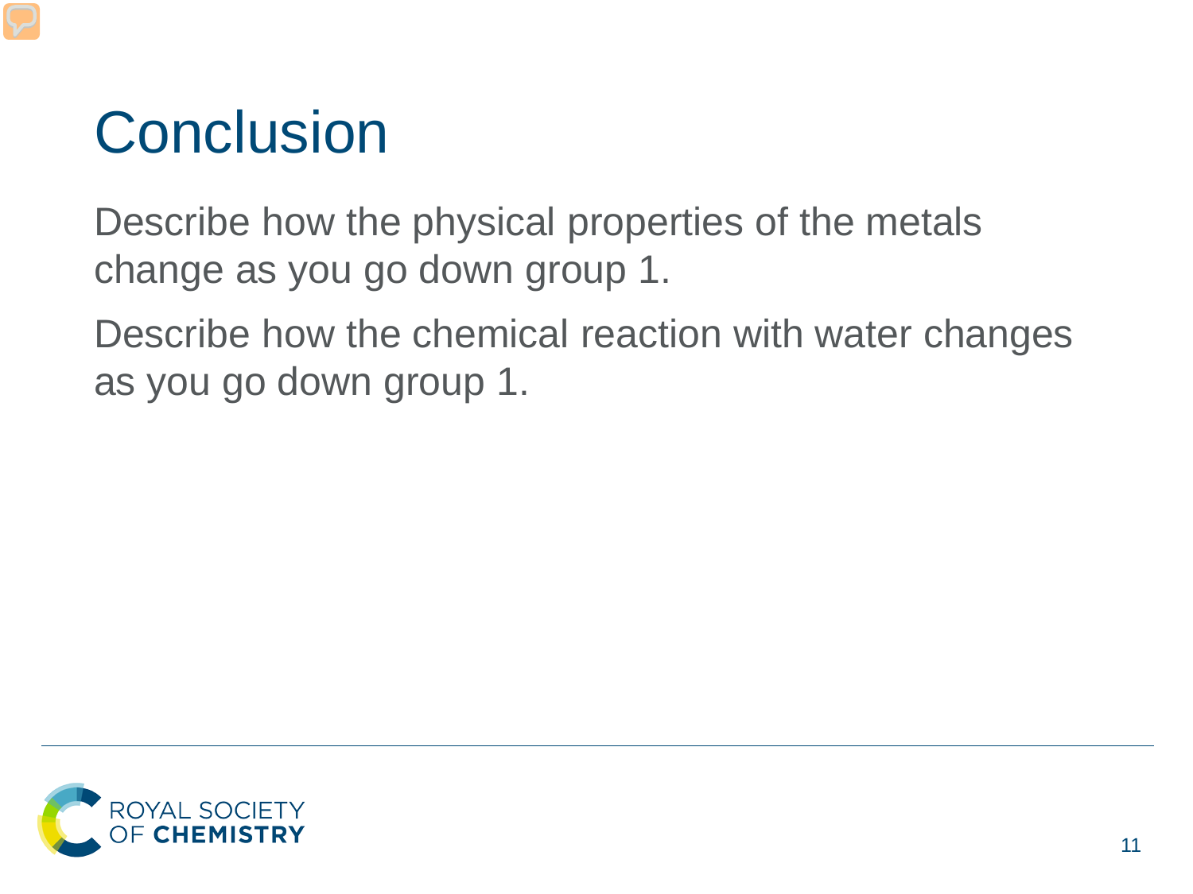# Conclusion

Describe how the physical properties of the metals change as you go down group 1.

Describe how the chemical reaction with water changes as you go down group 1.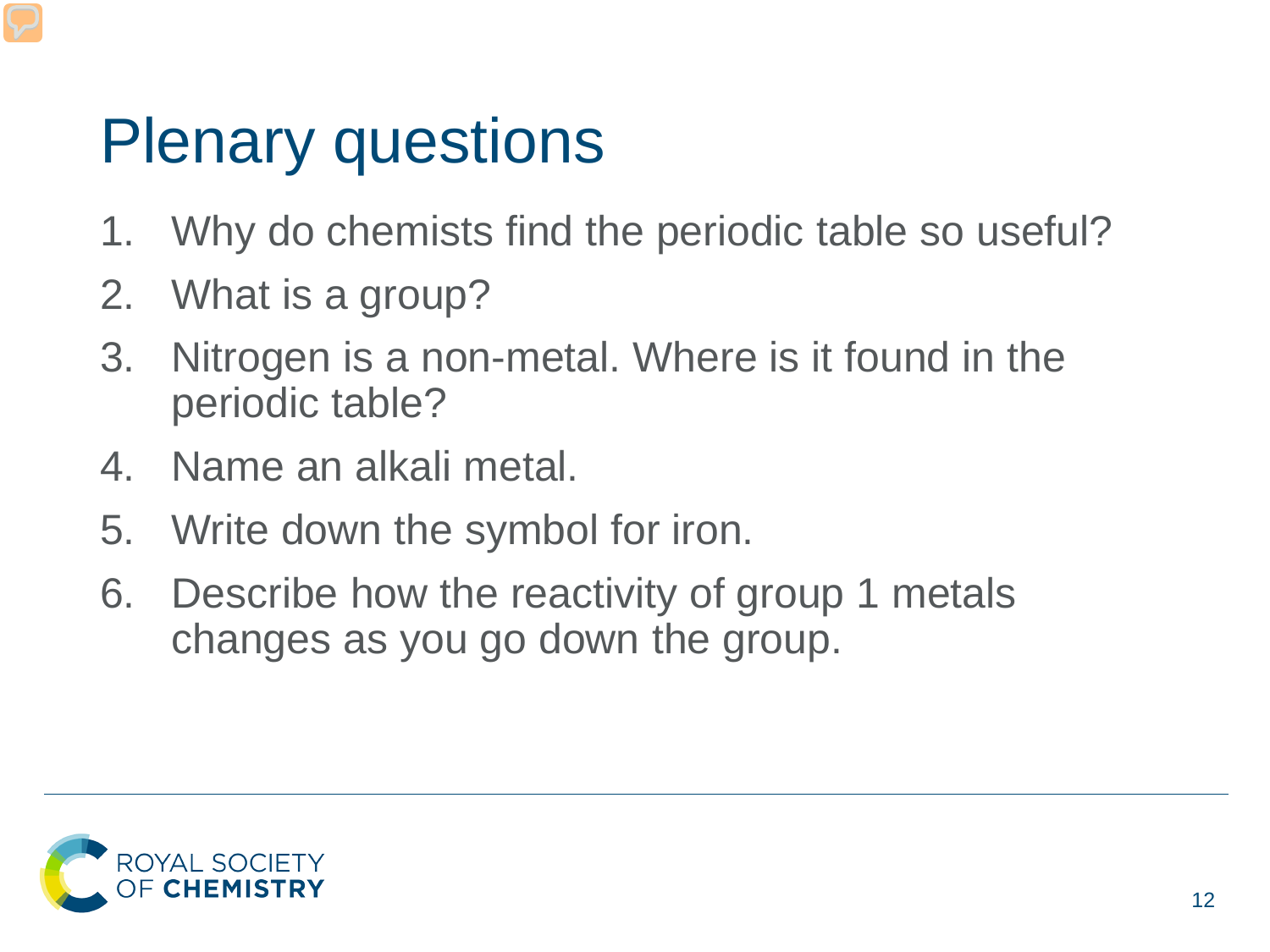# Plenary questions

1. Why do chemists find the periodic table so useful?
2. What is a group?
3. Nitrogen is a non-metal. Where is it found in the periodic table?
4. Name an alkali metal.
5. Write down the symbol for iron.
6. Describe how the reactivity of group 1 metals changes as you go down the group.